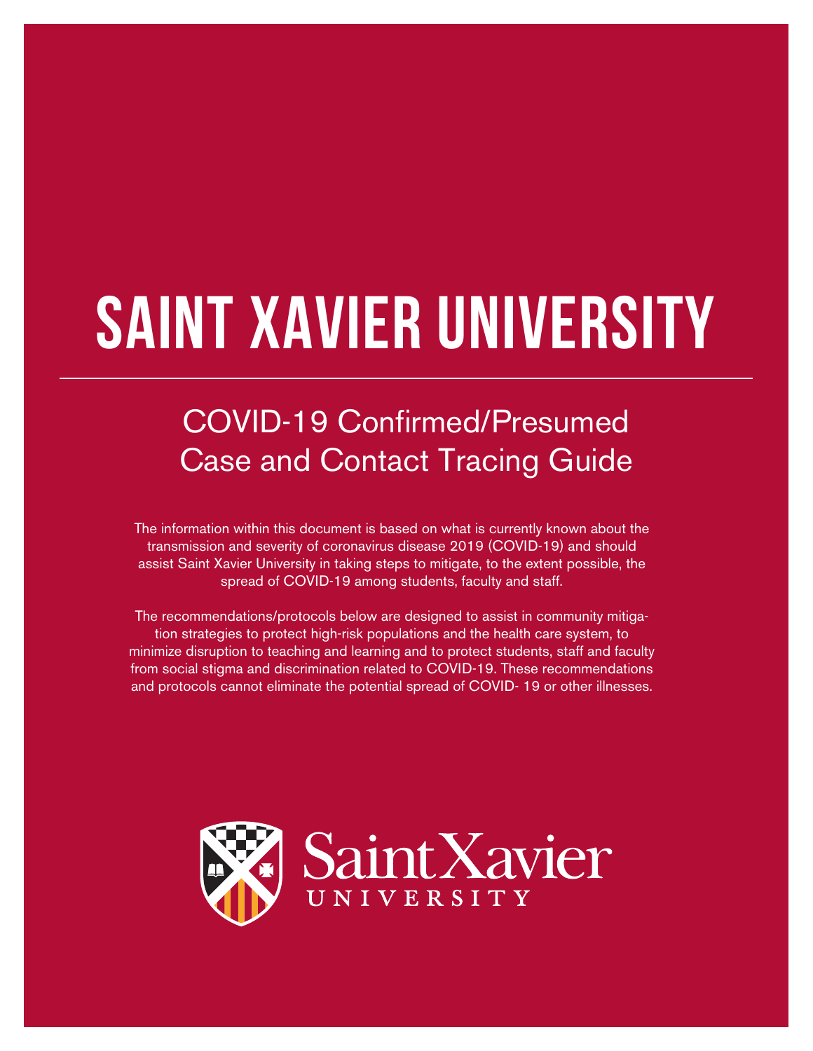# SAINT XAVIER UNIVERSITY

## COVID-19 Confirmed/Presumed Case and Contact Tracing Guide

The information within this document is based on what is currently known about the transmission and severity of coronavirus disease 2019 (COVID-19) and should assist Saint Xavier University in taking steps to mitigate, to the extent possible, the spread of COVID-19 among students, faculty and staff.

The recommendations/protocols below are designed to assist in community mitigation strategies to protect high-risk populations and the health care system, to minimize disruption to teaching and learning and to protect students, staff and faculty from social stigma and discrimination related to COVID-19. These recommendations and protocols cannot eliminate the potential spread of COVID- 19 or other illnesses.

Saint Xavier
UNIVERSITY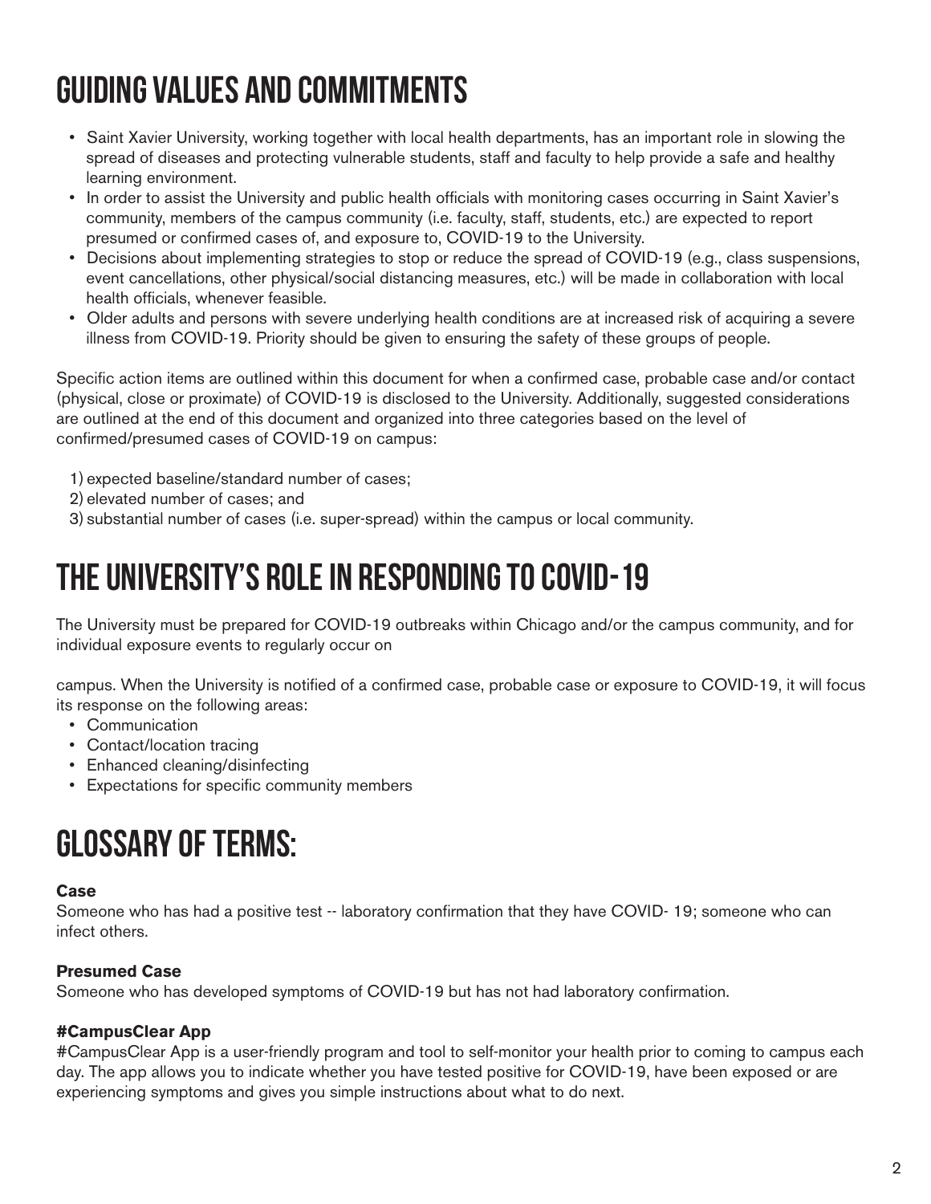# GUIDING VALUES AND COMMITMENTS

- Saint Xavier University, working together with local health departments, has an important role in slowing the spread of diseases and protecting vulnerable students, staff and faculty to help provide a safe and healthy learning environment.
- In order to assist the University and public health officials with monitoring cases occurring in Saint Xavier's community, members of the campus community (i.e. faculty, staff, students, etc.) are expected to report presumed or confirmed cases of, and exposure to, COVID-19 to the University.
- Decisions about implementing strategies to stop or reduce the spread of COVID-19 (e.g., class suspensions, event cancellations, other physical/social distancing measures, etc.) will be made in collaboration with local health officials, whenever feasible.
- Older adults and persons with severe underlying health conditions are at increased risk of acquiring a severe illness from COVID-19. Priority should be given to ensuring the safety of these groups of people.

Specific action items are outlined within this document for when a confirmed case, probable case and/or contact (physical, close or proximate) of COVID-19 is disclosed to the University. Additionally, suggested considerations are outlined at the end of this document and organized into three categories based on the level of confirmed/presumed cases of COVID-19 on campus:

1) expected baseline/standard number of cases;
2) elevated number of cases; and
3) substantial number of cases (i.e. super-spread) within the campus or local community.

# THE UNIVERSITY'S ROLE IN RESPONDING TO COVID-19

The University must be prepared for COVID-19 outbreaks within Chicago and/or the campus community, and for individual exposure events to regularly occur on

campus. When the University is notified of a confirmed case, probable case or exposure to COVID-19, it will focus its response on the following areas:

- Communication
- Contact/location tracing
- Enhanced cleaning/disinfecting
- Expectations for specific community members

# GLOSSARY OF TERMS:

**Case**
Someone who has had a positive test -- laboratory confirmation that they have COVID- 19; someone who can infect others.

**Presumed Case**
Someone who has developed symptoms of COVID-19 but has not had laboratory confirmation.

**#CampusClear App**
#CampusClear App is a user-friendly program and tool to self-monitor your health prior to coming to campus each day. The app allows you to indicate whether you have tested positive for COVID-19, have been exposed or are experiencing symptoms and gives you simple instructions about what to do next.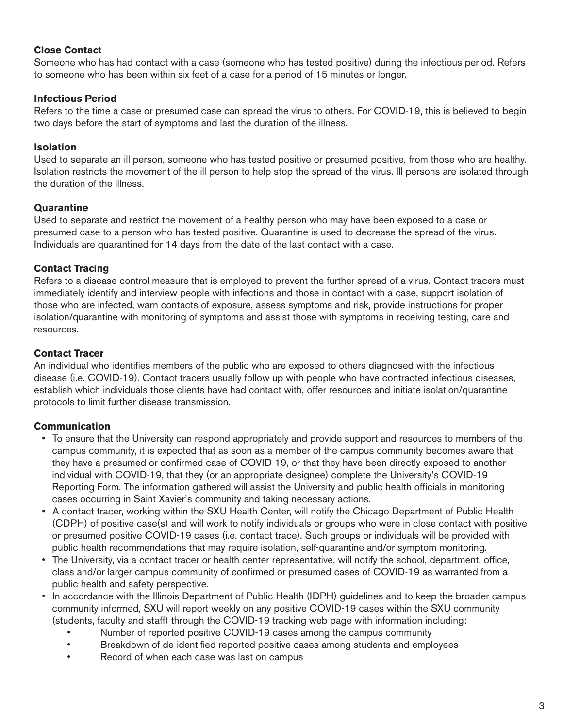**Close Contact**
Someone who has had contact with a case (someone who has tested positive) during the infectious period. Refers to someone who has been within six feet of a case for a period of 15 minutes or longer.

**Infectious Period**
Refers to the time a case or presumed case can spread the virus to others. For COVID-19, this is believed to begin two days before the start of symptoms and last the duration of the illness.

**Isolation**
Used to separate an ill person, someone who has tested positive or presumed positive, from those who are healthy. Isolation restricts the movement of the ill person to help stop the spread of the virus. Ill persons are isolated through the duration of the illness.

**Quarantine**
Used to separate and restrict the movement of a healthy person who may have been exposed to a case or presumed case to a person who has tested positive. Quarantine is used to decrease the spread of the virus. Individuals are quarantined for 14 days from the date of the last contact with a case.

**Contact Tracing**
Refers to a disease control measure that is employed to prevent the further spread of a virus. Contact tracers must immediately identify and interview people with infections and those in contact with a case, support isolation of those who are infected, warn contacts of exposure, assess symptoms and risk, provide instructions for proper isolation/quarantine with monitoring of symptoms and assist those with symptoms in receiving testing, care and resources.

**Contact Tracer**
An individual who identifies members of the public who are exposed to others diagnosed with the infectious disease (i.e. COVID-19). Contact tracers usually follow up with people who have contracted infectious diseases, establish which individuals those clients have had contact with, offer resources and initiate isolation/quarantine protocols to limit further disease transmission.

**Communication**

- To ensure that the University can respond appropriately and provide support and resources to members of the campus community, it is expected that as soon as a member of the campus community becomes aware that they have a presumed or confirmed case of COVID-19, or that they have been directly exposed to another individual with COVID-19, that they (or an appropriate designee) complete the University's COVID-19 Reporting Form. The information gathered will assist the University and public health officials in monitoring cases occurring in Saint Xavier's community and taking necessary actions.
- A contact tracer, working within the SXU Health Center, will notify the Chicago Department of Public Health (CDPH) of positive case(s) and will work to notify individuals or groups who were in close contact with positive or presumed positive COVID-19 cases (i.e. contact trace). Such groups or individuals will be provided with public health recommendations that may require isolation, self-quarantine and/or symptom monitoring.
- The University, via a contact tracer or health center representative, will notify the school, department, office, class and/or larger campus community of confirmed or presumed cases of COVID-19 as warranted from a public health and safety perspective.
- In accordance with the Illinois Department of Public Health (IDPH) guidelines and to keep the broader campus community informed, SXU will report weekly on any positive COVID-19 cases within the SXU community (students, faculty and staff) through the COVID-19 tracking web page with information including:
  - Number of reported positive COVID-19 cases among the campus community
  - Breakdown of de-identified reported positive cases among students and employees
  - Record of when each case was last on campus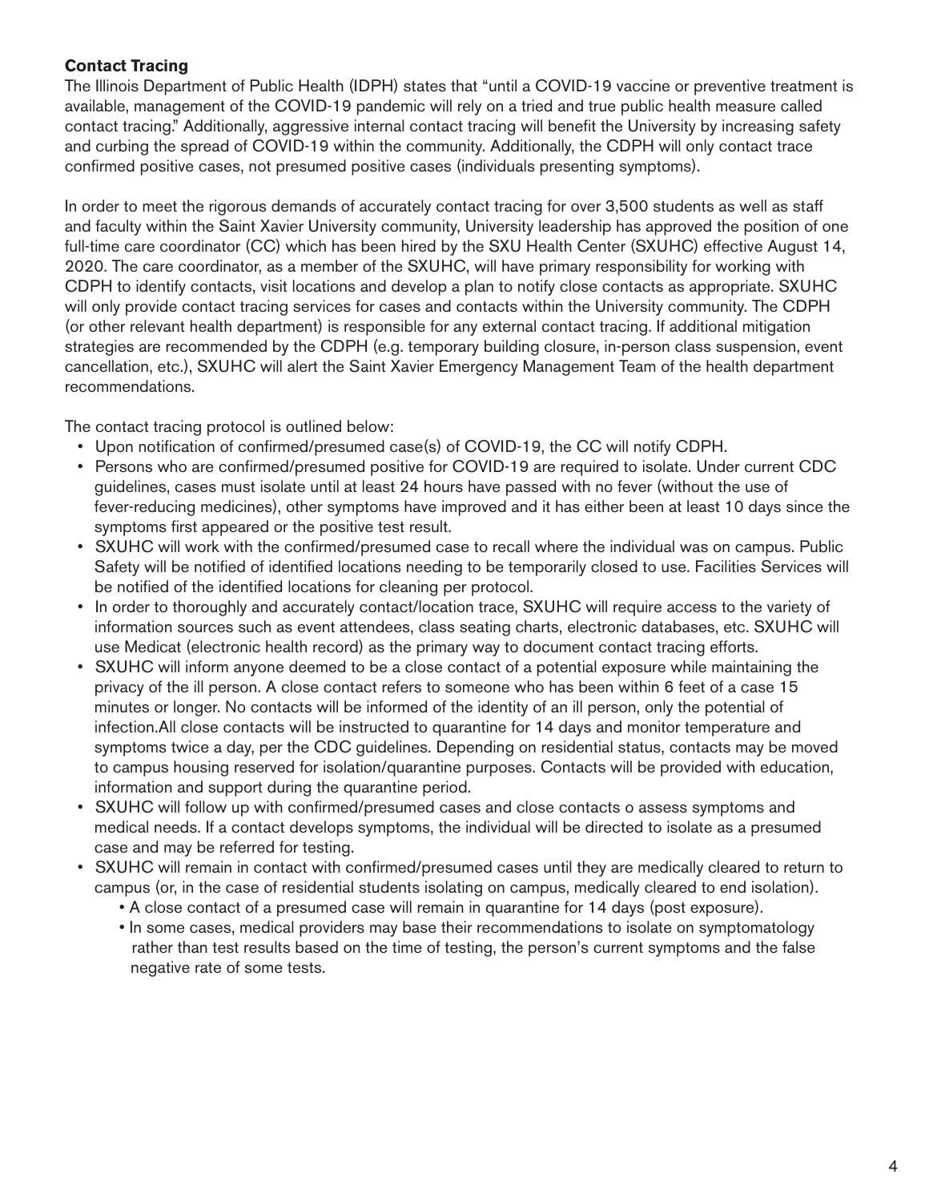**Contact Tracing**

The Illinois Department of Public Health (IDPH) states that "until a COVID-19 vaccine or preventive treatment is available, management of the COVID-19 pandemic will rely on a tried and true public health measure called contact tracing." Additionally, aggressive internal contact tracing will benefit the University by increasing safety and curbing the spread of COVID-19 within the community. Additionally, the CDPH will only contact trace confirmed positive cases, not presumed positive cases (individuals presenting symptoms).

In order to meet the rigorous demands of accurately contact tracing for over 3,500 students as well as staff and faculty within the Saint Xavier University community, University leadership has approved the position of one full-time care coordinator (CC) which has been hired by the SXU Health Center (SXUHC) effective August 14, 2020. The care coordinator, as a member of the SXUHC, will have primary responsibility for working with CDPH to identify contacts, visit locations and develop a plan to notify close contacts as appropriate. SXUHC will only provide contact tracing services for cases and contacts within the University community. The CDPH (or other relevant health department) is responsible for any external contact tracing. If additional mitigation strategies are recommended by the CDPH (e.g. temporary building closure, in-person class suspension, event cancellation, etc.), SXUHC will alert the Saint Xavier Emergency Management Team of the health department recommendations.

The contact tracing protocol is outlined below:

- Upon notification of confirmed/presumed case(s) of COVID-19, the CC will notify CDPH.
- Persons who are confirmed/presumed positive for COVID-19 are required to isolate. Under current CDC guidelines, cases must isolate until at least 24 hours have passed with no fever (without the use of fever-reducing medicines), other symptoms have improved and it has either been at least 10 days since the symptoms first appeared or the positive test result.
- SXUHC will work with the confirmed/presumed case to recall where the individual was on campus. Public Safety will be notified of identified locations needing to be temporarily closed to use. Facilities Services will be notified of the identified locations for cleaning per protocol.
- In order to thoroughly and accurately contact/location trace, SXUHC will require access to the variety of information sources such as event attendees, class seating charts, electronic databases, etc. SXUHC will use Medicat (electronic health record) as the primary way to document contact tracing efforts.
- SXUHC will inform anyone deemed to be a close contact of a potential exposure while maintaining the privacy of the ill person. A close contact refers to someone who has been within 6 feet of a case 15 minutes or longer. No contacts will be informed of the identity of an ill person, only the potential of infection.All close contacts will be instructed to quarantine for 14 days and monitor temperature and symptoms twice a day, per the CDC guidelines. Depending on residential status, contacts may be moved to campus housing reserved for isolation/quarantine purposes. Contacts will be provided with education, information and support during the quarantine period.
- SXUHC will follow up with confirmed/presumed cases and close contacts o assess symptoms and medical needs. If a contact develops symptoms, the individual will be directed to isolate as a presumed case and may be referred for testing.
- SXUHC will remain in contact with confirmed/presumed cases until they are medically cleared to return to campus (or, in the case of residential students isolating on campus, medically cleared to end isolation).
  - A close contact of a presumed case will remain in quarantine for 14 days (post exposure).
  - In some cases, medical providers may base their recommendations to isolate on symptomatology rather than test results based on the time of testing, the person's current symptoms and the false negative rate of some tests.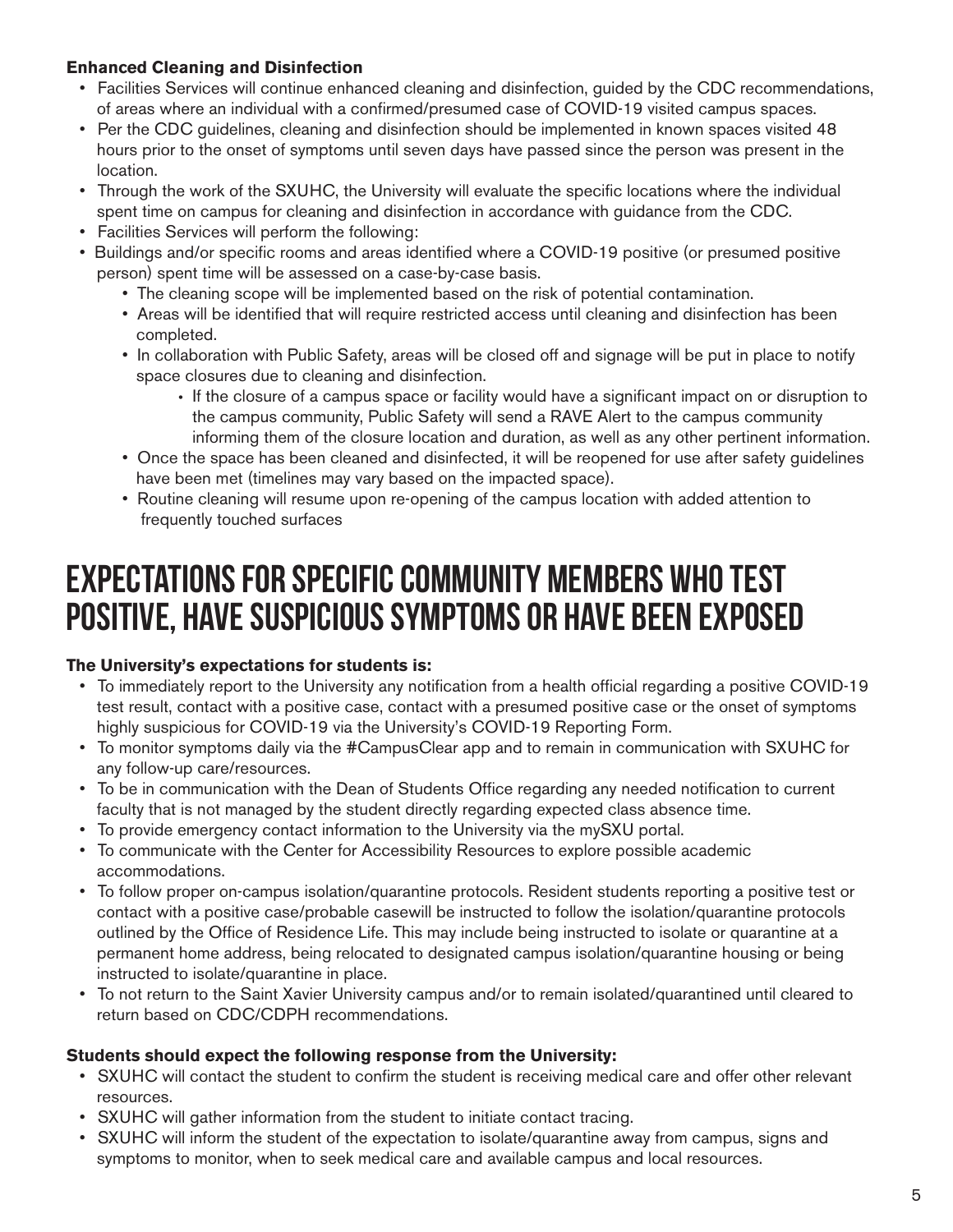**Enhanced Cleaning and Disinfection**

- Facilities Services will continue enhanced cleaning and disinfection, guided by the CDC recommendations, of areas where an individual with a confirmed/presumed case of COVID-19 visited campus spaces.
- Per the CDC guidelines, cleaning and disinfection should be implemented in known spaces visited 48 hours prior to the onset of symptoms until seven days have passed since the person was present in the location.
- Through the work of the SXUHC, the University will evaluate the specific locations where the individual spent time on campus for cleaning and disinfection in accordance with guidance from the CDC.
- Facilities Services will perform the following:
- Buildings and/or specific rooms and areas identified where a COVID-19 positive (or presumed positive person) spent time will be assessed on a case-by-case basis.
  - The cleaning scope will be implemented based on the risk of potential contamination.
  - Areas will be identified that will require restricted access until cleaning and disinfection has been completed.
  - In collaboration with Public Safety, areas will be closed off and signage will be put in place to notify space closures due to cleaning and disinfection.
    - If the closure of a campus space or facility would have a significant impact on or disruption to the campus community, Public Safety will send a RAVE Alert to the campus community informing them of the closure location and duration, as well as any other pertinent information.
  - Once the space has been cleaned and disinfected, it will be reopened for use after safety guidelines have been met (timelines may vary based on the impacted space).
  - Routine cleaning will resume upon re-opening of the campus location with added attention to frequently touched surfaces

# EXPECTATIONS FOR SPECIFIC COMMUNITY MEMBERS WHO TEST POSITIVE, HAVE SUSPICIOUS SYMPTOMS OR HAVE BEEN EXPOSED

**The University's expectations for students is:**

- To immediately report to the University any notification from a health official regarding a positive COVID-19 test result, contact with a positive case, contact with a presumed positive case or the onset of symptoms highly suspicious for COVID-19 via the University's COVID-19 Reporting Form.
- To monitor symptoms daily via the #CampusClear app and to remain in communication with SXUHC for any follow-up care/resources.
- To be in communication with the Dean of Students Office regarding any needed notification to current faculty that is not managed by the student directly regarding expected class absence time.
- To provide emergency contact information to the University via the mySXU portal.
- To communicate with the Center for Accessibility Resources to explore possible academic accommodations.
- To follow proper on-campus isolation/quarantine protocols. Resident students reporting a positive test or contact with a positive case/probable casewill be instructed to follow the isolation/quarantine protocols outlined by the Office of Residence Life. This may include being instructed to isolate or quarantine at a permanent home address, being relocated to designated campus isolation/quarantine housing or being instructed to isolate/quarantine in place.
- To not return to the Saint Xavier University campus and/or to remain isolated/quarantined until cleared to return based on CDC/CDPH recommendations.

**Students should expect the following response from the University:**

- SXUHC will contact the student to confirm the student is receiving medical care and offer other relevant resources.
- SXUHC will gather information from the student to initiate contact tracing.
- SXUHC will inform the student of the expectation to isolate/quarantine away from campus, signs and symptoms to monitor, when to seek medical care and available campus and local resources.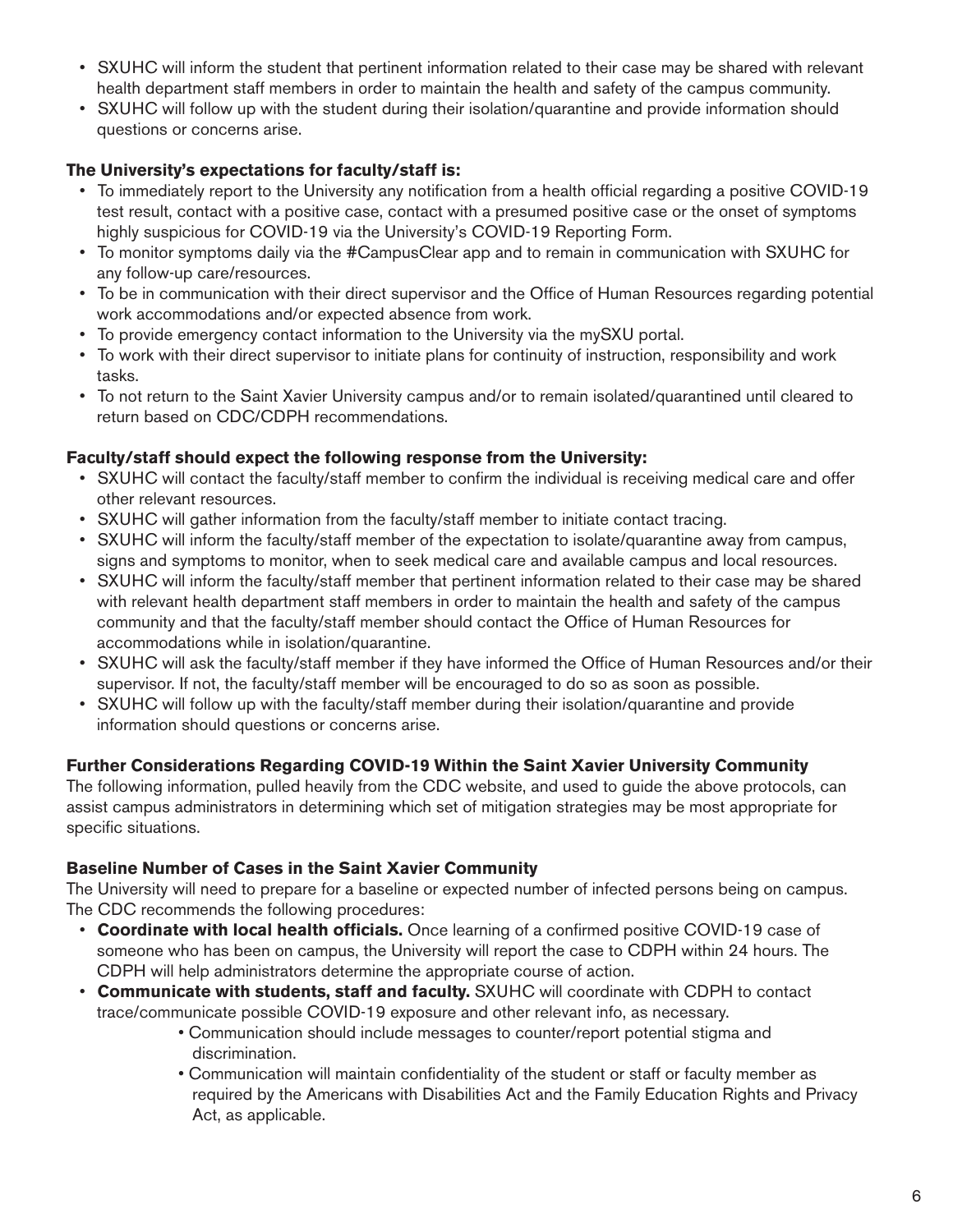- SXUHC will inform the student that pertinent information related to their case may be shared with relevant health department staff members in order to maintain the health and safety of the campus community.
- SXUHC will follow up with the student during their isolation/quarantine and provide information should questions or concerns arise.

**The University's expectations for faculty/staff is:**

- To immediately report to the University any notification from a health official regarding a positive COVID-19 test result, contact with a positive case, contact with a presumed positive case or the onset of symptoms highly suspicious for COVID-19 via the University's COVID-19 Reporting Form.
- To monitor symptoms daily via the #CampusClear app and to remain in communication with SXUHC for any follow-up care/resources.
- To be in communication with their direct supervisor and the Office of Human Resources regarding potential work accommodations and/or expected absence from work.
- To provide emergency contact information to the University via the mySXU portal.
- To work with their direct supervisor to initiate plans for continuity of instruction, responsibility and work tasks.
- To not return to the Saint Xavier University campus and/or to remain isolated/quarantined until cleared to return based on CDC/CDPH recommendations.

**Faculty/staff should expect the following response from the University:**

- SXUHC will contact the faculty/staff member to confirm the individual is receiving medical care and offer other relevant resources.
- SXUHC will gather information from the faculty/staff member to initiate contact tracing.
- SXUHC will inform the faculty/staff member of the expectation to isolate/quarantine away from campus, signs and symptoms to monitor, when to seek medical care and available campus and local resources.
- SXUHC will inform the faculty/staff member that pertinent information related to their case may be shared with relevant health department staff members in order to maintain the health and safety of the campus community and that the faculty/staff member should contact the Office of Human Resources for accommodations while in isolation/quarantine.
- SXUHC will ask the faculty/staff member if they have informed the Office of Human Resources and/or their supervisor. If not, the faculty/staff member will be encouraged to do so as soon as possible.
- SXUHC will follow up with the faculty/staff member during their isolation/quarantine and provide information should questions or concerns arise.

**Further Considerations Regarding COVID-19 Within the Saint Xavier University Community**

The following information, pulled heavily from the CDC website, and used to guide the above protocols, can assist campus administrators in determining which set of mitigation strategies may be most appropriate for specific situations.

**Baseline Number of Cases in the Saint Xavier Community**

The University will need to prepare for a baseline or expected number of infected persons being on campus. The CDC recommends the following procedures:

- **Coordinate with local health officials.** Once learning of a confirmed positive COVID-19 case of someone who has been on campus, the University will report the case to CDPH within 24 hours. The CDPH will help administrators determine the appropriate course of action.
- **Communicate with students, staff and faculty.** SXUHC will coordinate with CDPH to contact trace/communicate possible COVID-19 exposure and other relevant info, as necessary.
  - Communication should include messages to counter/report potential stigma and discrimination.
  - Communication will maintain confidentiality of the student or staff or faculty member as required by the Americans with Disabilities Act and the Family Education Rights and Privacy Act, as applicable.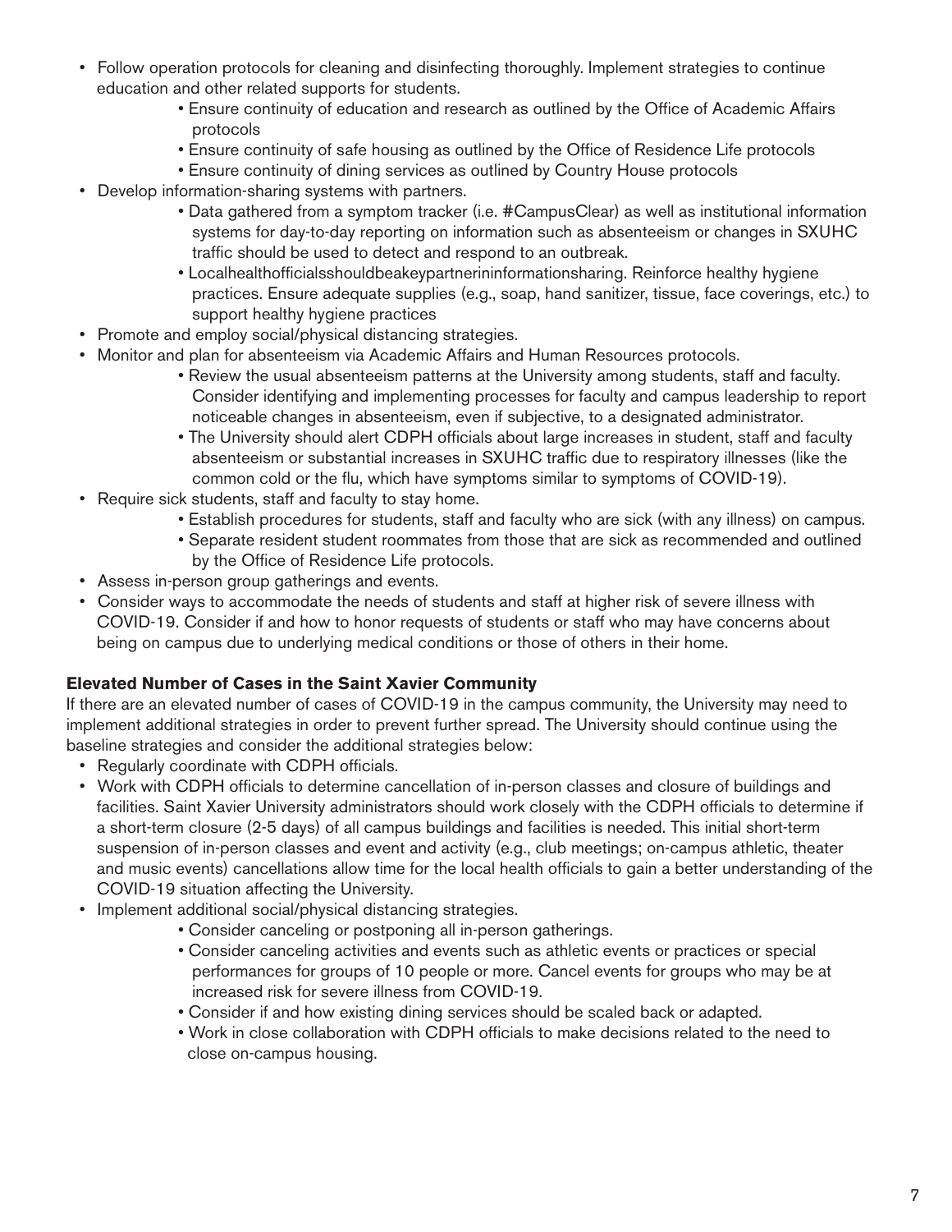- Follow operation protocols for cleaning and disinfecting thoroughly. Implement strategies to continue education and other related supports for students.
    - Ensure continuity of education and research as outlined by the Office of Academic Affairs protocols
    - Ensure continuity of safe housing as outlined by the Office of Residence Life protocols
    - Ensure continuity of dining services as outlined by Country House protocols
- Develop information-sharing systems with partners.
    - Data gathered from a symptom tracker (i.e. #CampusClear) as well as institutional information systems for day-to-day reporting on information such as absenteeism or changes in SXUHC traffic should be used to detect and respond to an outbreak.
    - Localhealthofficialsshouldbeakeypartnerininformationsharing. Reinforce healthy hygiene practices. Ensure adequate supplies (e.g., soap, hand sanitizer, tissue, face coverings, etc.) to support healthy hygiene practices
- Promote and employ social/physical distancing strategies.
- Monitor and plan for absenteeism via Academic Affairs and Human Resources protocols.
    - Review the usual absenteeism patterns at the University among students, staff and faculty. Consider identifying and implementing processes for faculty and campus leadership to report noticeable changes in absenteeism, even if subjective, to a designated administrator.
    - The University should alert CDPH officials about large increases in student, staff and faculty absenteeism or substantial increases in SXUHC traffic due to respiratory illnesses (like the common cold or the flu, which have symptoms similar to symptoms of COVID-19).
- Require sick students, staff and faculty to stay home.
    - Establish procedures for students, staff and faculty who are sick (with any illness) on campus.
    - Separate resident student roommates from those that are sick as recommended and outlined by the Office of Residence Life protocols.
- Assess in-person group gatherings and events.
- Consider ways to accommodate the needs of students and staff at higher risk of severe illness with COVID-19. Consider if and how to honor requests of students or staff who may have concerns about being on campus due to underlying medical conditions or those of others in their home.

**Elevated Number of Cases in the Saint Xavier Community**

If there are an elevated number of cases of COVID-19 in the campus community, the University may need to implement additional strategies in order to prevent further spread. The University should continue using the baseline strategies and consider the additional strategies below:

- Regularly coordinate with CDPH officials.
- Work with CDPH officials to determine cancellation of in-person classes and closure of buildings and facilities. Saint Xavier University administrators should work closely with the CDPH officials to determine if a short-term closure (2-5 days) of all campus buildings and facilities is needed. This initial short-term suspension of in-person classes and event and activity (e.g., club meetings; on-campus athletic, theater and music events) cancellations allow time for the local health officials to gain a better understanding of the COVID-19 situation affecting the University.
- Implement additional social/physical distancing strategies.
    - Consider canceling or postponing all in-person gatherings.
    - Consider canceling activities and events such as athletic events or practices or special performances for groups of 10 people or more. Cancel events for groups who may be at increased risk for severe illness from COVID-19.
    - Consider if and how existing dining services should be scaled back or adapted.
    - Work in close collaboration with CDPH officials to make decisions related to the need to close on-campus housing.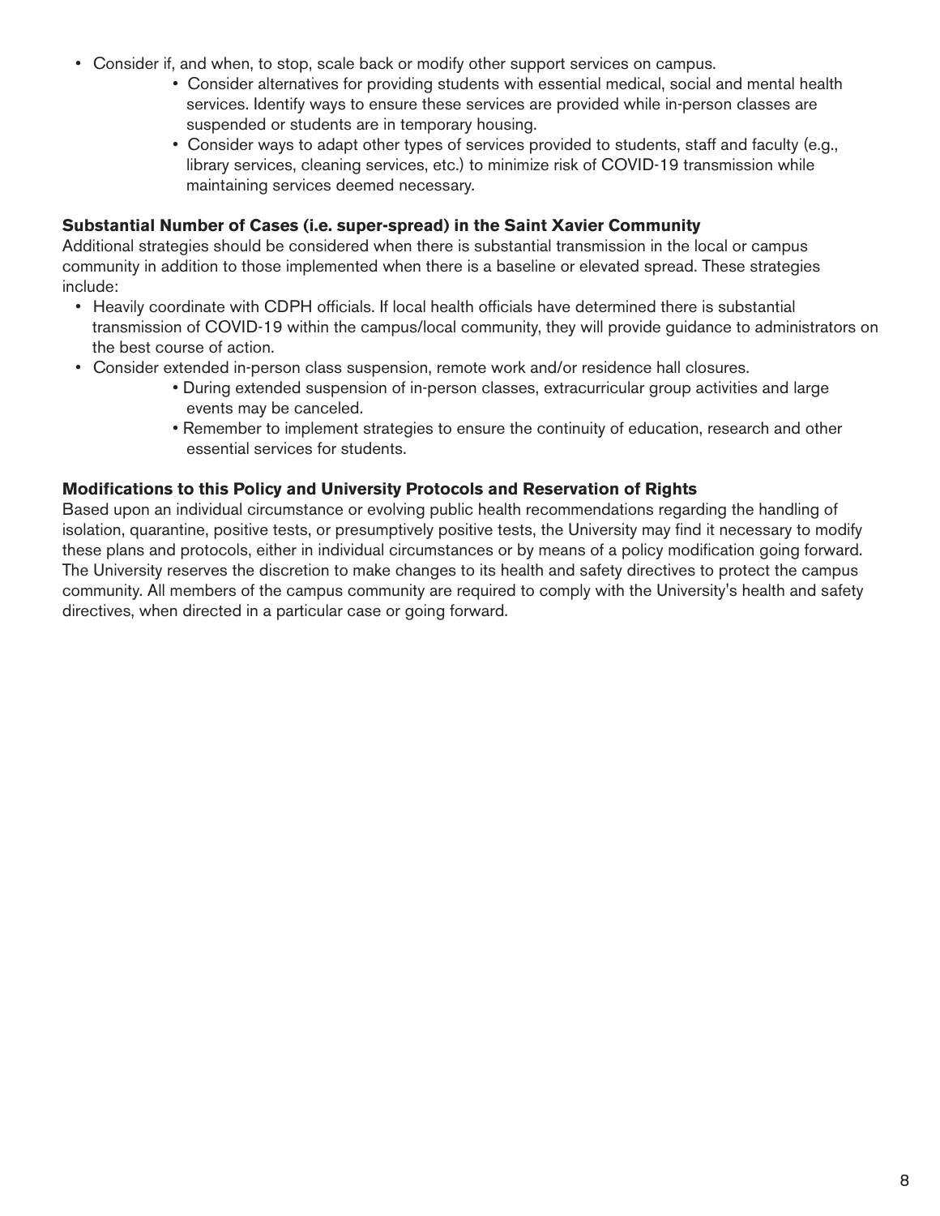- Consider if, and when, to stop, scale back or modify other support services on campus.
  - Consider alternatives for providing students with essential medical, social and mental health services. Identify ways to ensure these services are provided while in-person classes are suspended or students are in temporary housing.
  - Consider ways to adapt other types of services provided to students, staff and faculty (e.g., library services, cleaning services, etc.) to minimize risk of COVID-19 transmission while maintaining services deemed necessary.

**Substantial Number of Cases (i.e. super-spread) in the Saint Xavier Community**

Additional strategies should be considered when there is substantial transmission in the local or campus community in addition to those implemented when there is a baseline or elevated spread. These strategies include:

- Heavily coordinate with CDPH officials. If local health officials have determined there is substantial transmission of COVID-19 within the campus/local community, they will provide guidance to administrators on the best course of action.
- Consider extended in-person class suspension, remote work and/or residence hall closures.
  - During extended suspension of in-person classes, extracurricular group activities and large events may be canceled.
  - Remember to implement strategies to ensure the continuity of education, research and other essential services for students.

**Modifications to this Policy and University Protocols and Reservation of Rights**

Based upon an individual circumstance or evolving public health recommendations regarding the handling of isolation, quarantine, positive tests, or presumptively positive tests, the University may find it necessary to modify these plans and protocols, either in individual circumstances or by means of a policy modification going forward. The University reserves the discretion to make changes to its health and safety directives to protect the campus community. All members of the campus community are required to comply with the University's health and safety directives, when directed in a particular case or going forward.